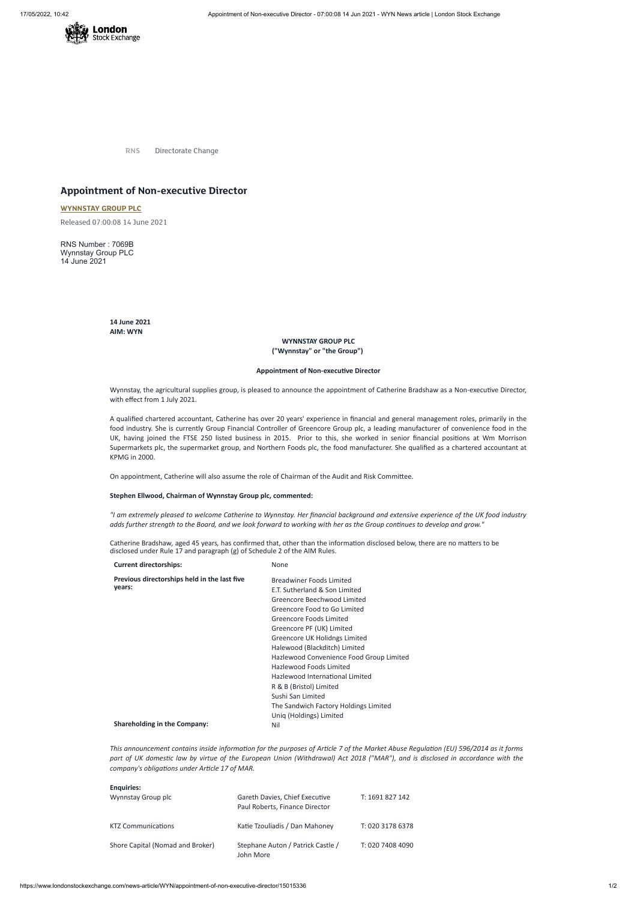RNS Directorate Change

# Appointment of Non-executive Director

**WYNNSTAY GROUP PLC**

Released 07:00:08 14 June 2021

RNS Number : 7069B
Wynnstay Group PLC
14 June 2021

**14 June 2021**
**AIM: WYN**

**WYNNSTAY GROUP PLC**
**("Wynnstay" or "the Group")**

**Appointment of Non-executive Director**

Wynnstay, the agricultural supplies group, is pleased to announce the appointment of Catherine Bradshaw as a Non-executive Director, with effect from 1 July 2021.

A qualified chartered accountant, Catherine has over 20 years' experience in financial and general management roles, primarily in the food industry. She is currently Group Financial Controller of Greencore Group plc, a leading manufacturer of convenience food in the UK, having joined the FTSE 250 listed business in 2015. Prior to this, she worked in senior financial positions at Wm Morrison Supermarkets plc, the supermarket group, and Northern Foods plc, the food manufacturer. She qualified as a chartered accountant at KPMG in 2000.

On appointment, Catherine will also assume the role of Chairman of the Audit and Risk Committee.

**Stephen Ellwood, Chairman of Wynnstay Group plc, commented:**

*"I am extremely pleased to welcome Catherine to Wynnstay. Her financial background and extensive experience of the UK food industry adds further strength to the Board, and we look forward to working with her as the Group continues to develop and grow."*

Catherine Bradshaw, aged 45 years, has confirmed that, other than the information disclosed below, there are no matters to be disclosed under Rule 17 and paragraph (g) of Schedule 2 of the AIM Rules.

| | |
|---|---|
| **Current directorships:** | None |
| **Previous directorships held in the last five years:** | Breadwiner Foods Limited<br>E.T. Sutherland & Son Limited<br>Greencore Beechwood Limited<br>Greencore Food to Go Limited<br>Greencore Foods Limited<br>Greencore PF (UK) Limited<br>Greencore UK Holidngs Limited<br>Halewood (Blackditch) Limited<br>Hazlewood Convenience Food Group Limited<br>Hazlewood Foods Limited<br>Hazlewood International Limited<br>R & B (Bristol) Limited<br>Sushi San Limited<br>The Sandwich Factory Holdings Limited<br>Uniq (Holdings) Limited |
| **Shareholding in the Company:** | Nil |

*This announcement contains inside information for the purposes of Article 7 of the Market Abuse Regulation (EU) 596/2014 as it forms part of UK domestic law by virtue of the European Union (Withdrawal) Act 2018 ("MAR"), and is disclosed in accordance with the company's obligations under Article 17 of MAR.*

**Enquiries:**

| | | |
|---|---|---|
| Wynnstay Group plc | Gareth Davies, Chief Executive<br>Paul Roberts, Finance Director | T: 1691 827 142 |
| KTZ Communications | Katie Tzouliadis / Dan Mahoney | T: 020 3178 6378 |
| Shore Capital (Nomad and Broker) | Stephane Auton / Patrick Castle / John More | T: 020 7408 4090 |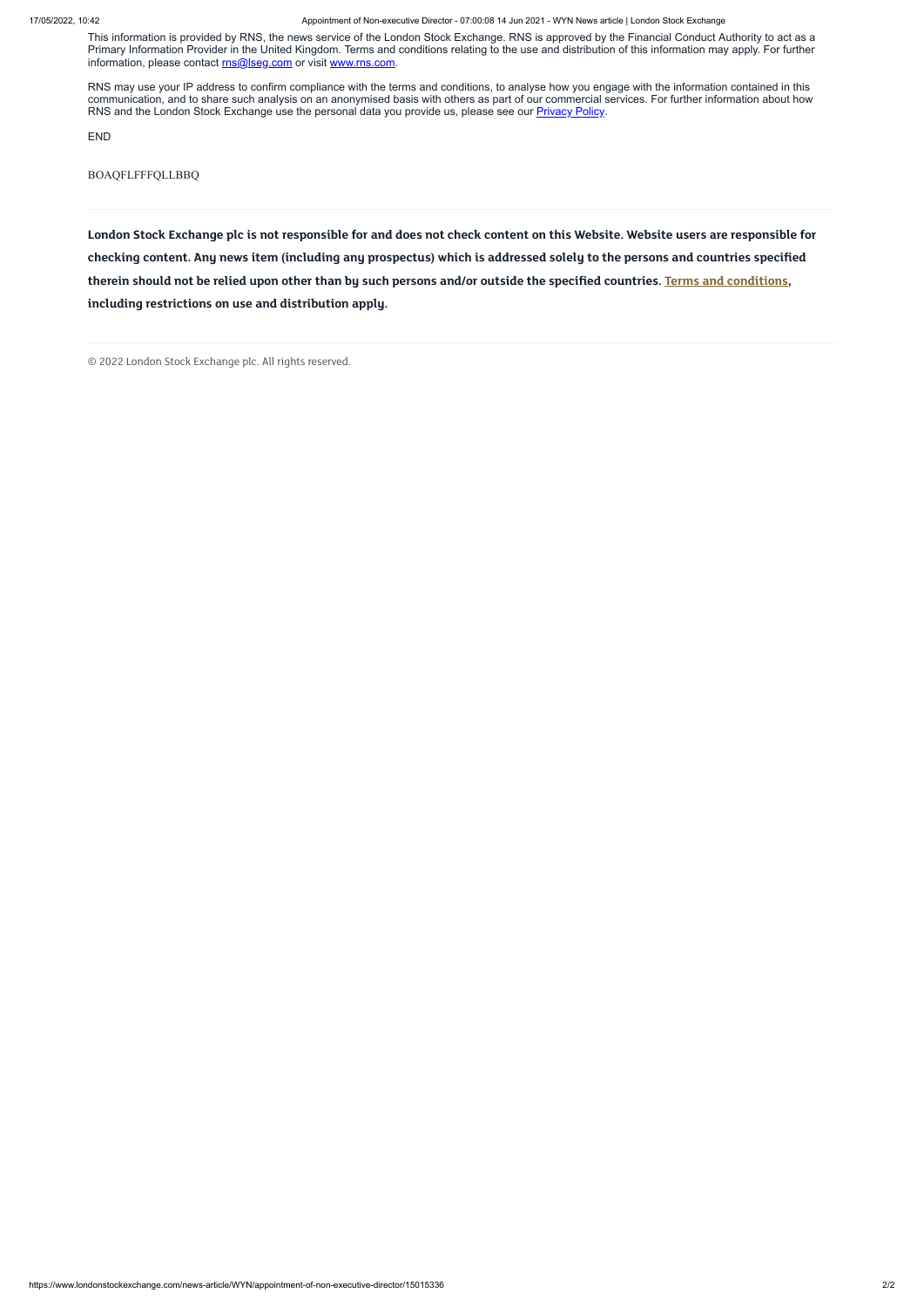This information is provided by RNS, the news service of the London Stock Exchange. RNS is approved by the Financial Conduct Authority to act as a Primary Information Provider in the United Kingdom. Terms and conditions relating to the use and distribution of this information may apply. For further information, please contact rns@lseg.com or visit www.rns.com.

RNS may use your IP address to confirm compliance with the terms and conditions, to analyse how you engage with the information contained in this communication, and to share such analysis on an anonymised basis with others as part of our commercial services. For further information about how RNS and the London Stock Exchange use the personal data you provide us, please see our Privacy Policy.

END

BOAQFLFFFQLLBBQ

---

**London Stock Exchange plc is not responsible for and does not check content on this Website. Website users are responsible for checking content. Any news item (including any prospectus) which is addressed solely to the persons and countries specified therein should not be relied upon other than by such persons and/or outside the specified countries. Terms and conditions, including restrictions on use and distribution apply.**

---

© 2022 London Stock Exchange plc. All rights reserved.